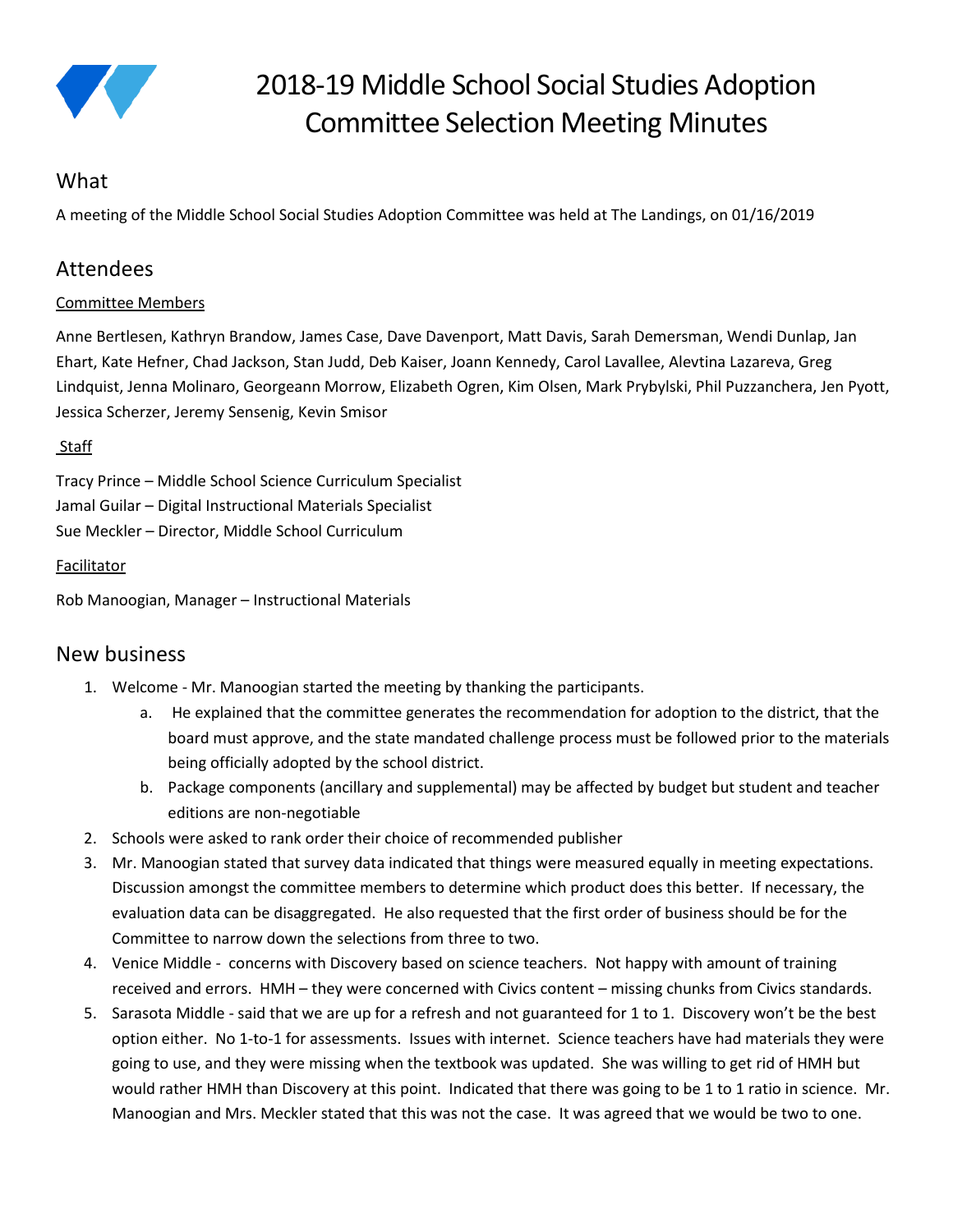// Converted markdown for page 1 of 3 (document 8304e7e707ac)
# 2018-19 Middle School Social Studies Adoption Committee Selection Meeting Minutes

## What

A meeting of the Middle School Social Studies Adoption Committee was held at The Landings, on 01/16/2019

## Attendees

Committee Members

Anne Bertlesen, Kathryn Brandow, James Case, Dave Davenport, Matt Davis, Sarah Demersman, Wendi Dunlap, Jan Ehart, Kate Hefner, Chad Jackson, Stan Judd, Deb Kaiser, Joann Kennedy, Carol Lavallee, Alevtina Lazareva, Greg Lindquist, Jenna Molinaro, Georgeann Morrow, Elizabeth Ogren, Kim Olsen, Mark Prybylski, Phil Puzzanchera, Jen Pyott, Jessica Scherzer, Jeremy Sensenig, Kevin Smisor

Staff

Tracy Prince – Middle School Science Curriculum Specialist
Jamal Guilar – Digital Instructional Materials Specialist
Sue Meckler – Director, Middle School Curriculum

Facilitator

Rob Manoogian, Manager – Instructional Materials

## New business

1. Welcome - Mr. Manoogian started the meeting by thanking the participants.
   a. He explained that the committee generates the recommendation for adoption to the district, that the board must approve, and the state mandated challenge process must be followed prior to the materials being officially adopted by the school district.
   b. Package components (ancillary and supplemental) may be affected by budget but student and teacher editions are non-negotiable
2. Schools were asked to rank order their choice of recommended publisher
3. Mr. Manoogian stated that survey data indicated that things were measured equally in meeting expectations. Discussion amongst the committee members to determine which product does this better. If necessary, the evaluation data can be disaggregated. He also requested that the first order of business should be for the Committee to narrow down the selections from three to two.
4. Venice Middle - concerns with Discovery based on science teachers. Not happy with amount of training received and errors. HMH – they were concerned with Civics content – missing chunks from Civics standards.
5. Sarasota Middle - said that we are up for a refresh and not guaranteed for 1 to 1. Discovery won't be the best option either. No 1-to-1 for assessments. Issues with internet. Science teachers have had materials they were going to use, and they were missing when the textbook was updated. She was willing to get rid of HMH but would rather HMH than Discovery at this point. Indicated that there was going to be 1 to 1 ratio in science. Mr. Manoogian and Mrs. Meckler stated that this was not the case. It was agreed that we would be two to one.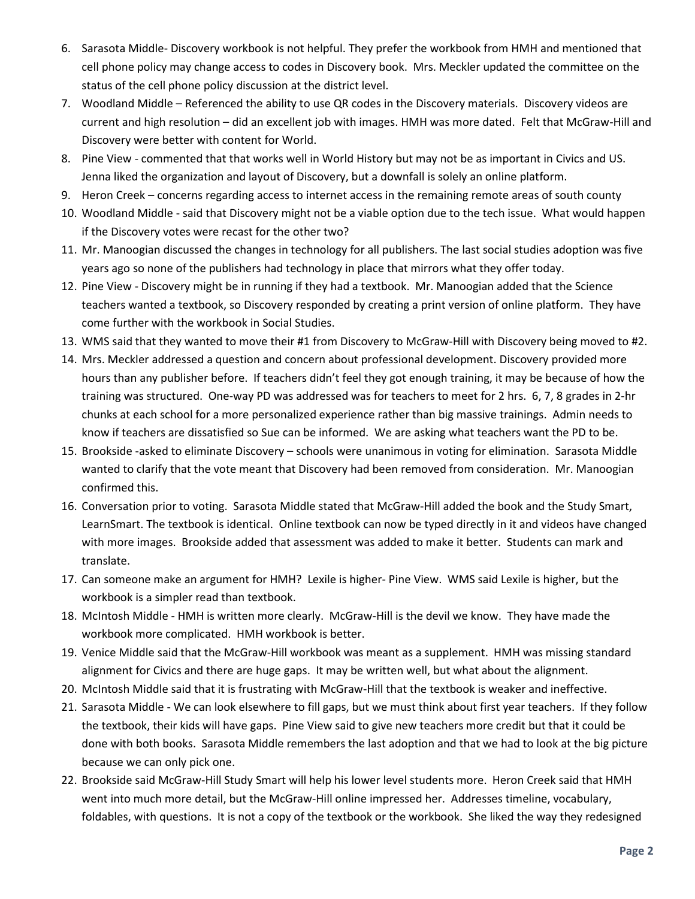6. Sarasota Middle- Discovery workbook is not helpful. They prefer the workbook from HMH and mentioned that cell phone policy may change access to codes in Discovery book. Mrs. Meckler updated the committee on the status of the cell phone policy discussion at the district level.
7. Woodland Middle – Referenced the ability to use QR codes in the Discovery materials. Discovery videos are current and high resolution – did an excellent job with images. HMH was more dated. Felt that McGraw-Hill and Discovery were better with content for World.
8. Pine View - commented that that works well in World History but may not be as important in Civics and US. Jenna liked the organization and layout of Discovery, but a downfall is solely an online platform.
9. Heron Creek – concerns regarding access to internet access in the remaining remote areas of south county
10. Woodland Middle - said that Discovery might not be a viable option due to the tech issue. What would happen if the Discovery votes were recast for the other two?
11. Mr. Manoogian discussed the changes in technology for all publishers. The last social studies adoption was five years ago so none of the publishers had technology in place that mirrors what they offer today.
12. Pine View - Discovery might be in running if they had a textbook. Mr. Manoogian added that the Science teachers wanted a textbook, so Discovery responded by creating a print version of online platform. They have come further with the workbook in Social Studies.
13. WMS said that they wanted to move their #1 from Discovery to McGraw-Hill with Discovery being moved to #2.
14. Mrs. Meckler addressed a question and concern about professional development. Discovery provided more hours than any publisher before. If teachers didn't feel they got enough training, it may be because of how the training was structured. One-way PD was addressed was for teachers to meet for 2 hrs. 6, 7, 8 grades in 2-hr chunks at each school for a more personalized experience rather than big massive trainings. Admin needs to know if teachers are dissatisfied so Sue can be informed. We are asking what teachers want the PD to be.
15. Brookside -asked to eliminate Discovery – schools were unanimous in voting for elimination. Sarasota Middle wanted to clarify that the vote meant that Discovery had been removed from consideration. Mr. Manoogian confirmed this.
16. Conversation prior to voting. Sarasota Middle stated that McGraw-Hill added the book and the Study Smart, LearnSmart. The textbook is identical. Online textbook can now be typed directly in it and videos have changed with more images. Brookside added that assessment was added to make it better. Students can mark and translate.
17. Can someone make an argument for HMH? Lexile is higher- Pine View. WMS said Lexile is higher, but the workbook is a simpler read than textbook.
18. McIntosh Middle - HMH is written more clearly. McGraw-Hill is the devil we know. They have made the workbook more complicated. HMH workbook is better.
19. Venice Middle said that the McGraw-Hill workbook was meant as a supplement. HMH was missing standard alignment for Civics and there are huge gaps. It may be written well, but what about the alignment.
20. McIntosh Middle said that it is frustrating with McGraw-Hill that the textbook is weaker and ineffective.
21. Sarasota Middle - We can look elsewhere to fill gaps, but we must think about first year teachers. If they follow the textbook, their kids will have gaps. Pine View said to give new teachers more credit but that it could be done with both books. Sarasota Middle remembers the last adoption and that we had to look at the big picture because we can only pick one.
22. Brookside said McGraw-Hill Study Smart will help his lower level students more. Heron Creek said that HMH went into much more detail, but the McGraw-Hill online impressed her. Addresses timeline, vocabulary, foldables, with questions. It is not a copy of the textbook or the workbook. She liked the way they redesigned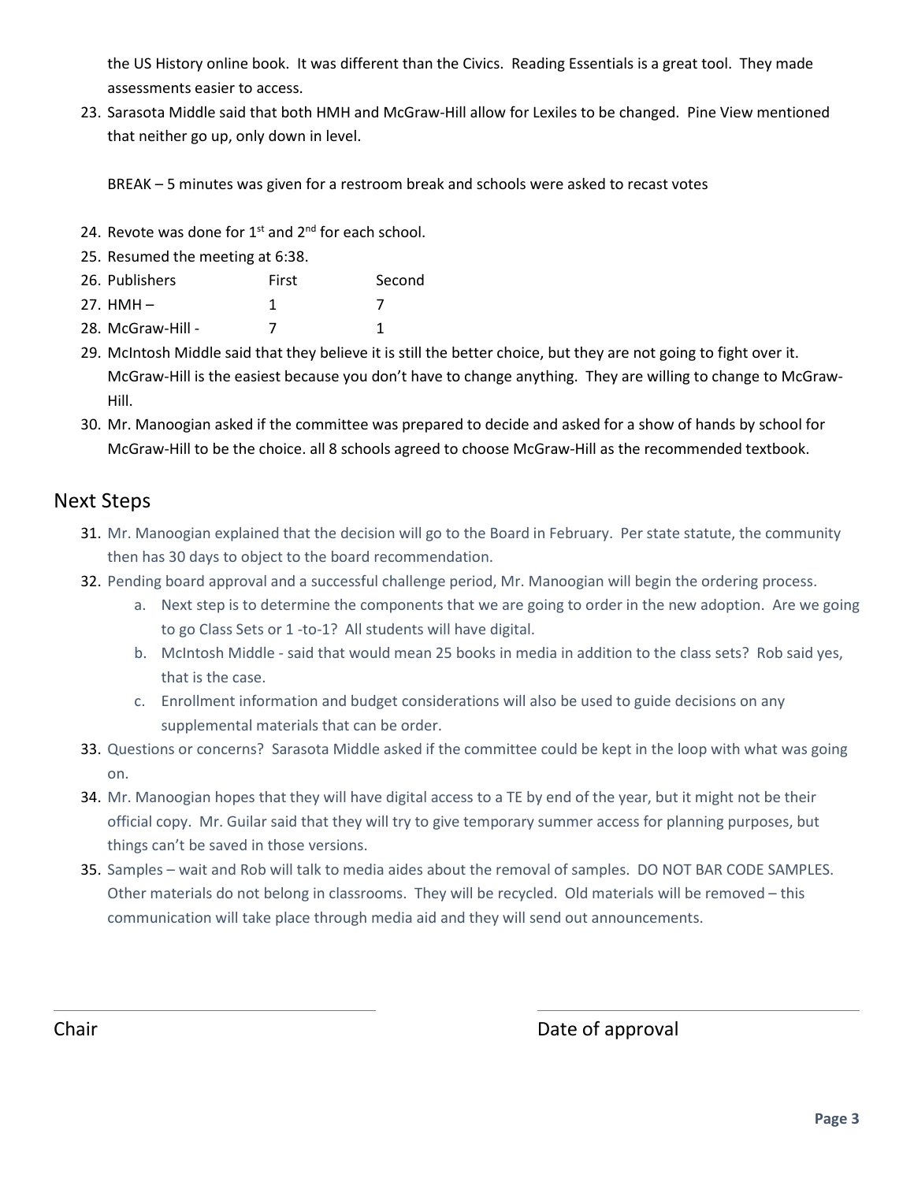the US History online book. It was different than the Civics. Reading Essentials is a great tool. They made assessments easier to access.

23. Sarasota Middle said that both HMH and McGraw-Hill allow for Lexiles to be changed. Pine View mentioned that neither go up, only down in level.

    BREAK – 5 minutes was given for a restroom break and schools were asked to recast votes

24. Revote was done for 1st and 2nd for each school.
25. Resumed the meeting at 6:38.
26. Publishers First Second
27. HMH – 1 7
28. McGraw-Hill - 7 1
29. McIntosh Middle said that they believe it is still the better choice, but they are not going to fight over it. McGraw-Hill is the easiest because you don't have to change anything. They are willing to change to McGraw-Hill.
30. Mr. Manoogian asked if the committee was prepared to decide and asked for a show of hands by school for McGraw-Hill to be the choice. all 8 schools agreed to choose McGraw-Hill as the recommended textbook.

## Next Steps

31. Mr. Manoogian explained that the decision will go to the Board in February. Per state statute, the community then has 30 days to object to the board recommendation.
32. Pending board approval and a successful challenge period, Mr. Manoogian will begin the ordering process.
    a. Next step is to determine the components that we are going to order in the new adoption. Are we going to go Class Sets or 1 -to-1? All students will have digital.
    b. McIntosh Middle - said that would mean 25 books in media in addition to the class sets? Rob said yes, that is the case.
    c. Enrollment information and budget considerations will also be used to guide decisions on any supplemental materials that can be order.
33. Questions or concerns? Sarasota Middle asked if the committee could be kept in the loop with what was going on.
34. Mr. Manoogian hopes that they will have digital access to a TE by end of the year, but it might not be their official copy. Mr. Guilar said that they will try to give temporary summer access for planning purposes, but things can't be saved in those versions.
35. Samples – wait and Rob will talk to media aides about the removal of samples. DO NOT BAR CODE SAMPLES. Other materials do not belong in classrooms. They will be recycled. Old materials will be removed – this communication will take place through media aid and they will send out announcements.

Chair

Date of approval